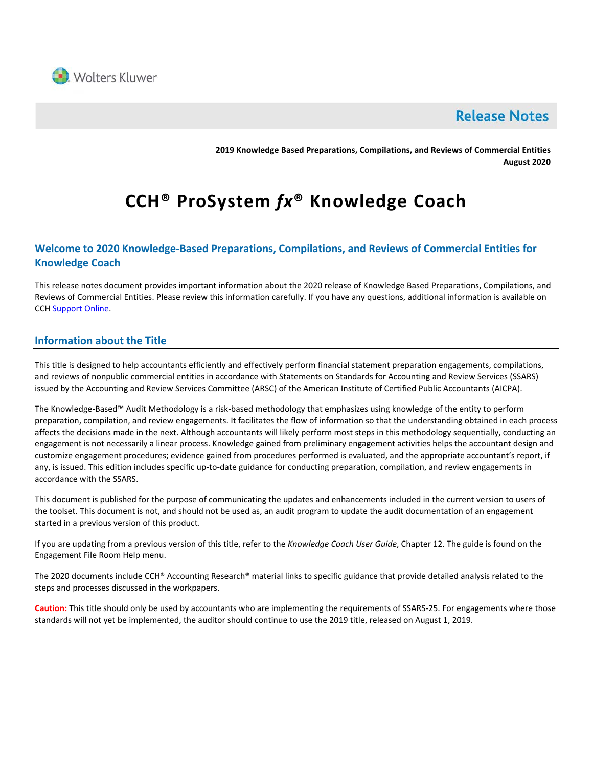Wolters Kluwer

# Release Notes

**2019 Knowledge Based Preparations, Compilations, and Reviews of Commercial Entities**
**August 2020**

# CCH® ProSystem *fx*® Knowledge Coach

## Welcome to 2020 Knowledge-Based Preparations, Compilations, and Reviews of Commercial Entities for Knowledge Coach

This release notes document provides important information about the 2020 release of Knowledge Based Preparations, Compilations, and Reviews of Commercial Entities. Please review this information carefully. If you have any questions, additional information is available on CCH Support Online.

## Information about the Title

This title is designed to help accountants efficiently and effectively perform financial statement preparation engagements, compilations, and reviews of nonpublic commercial entities in accordance with Statements on Standards for Accounting and Review Services (SSARS) issued by the Accounting and Review Services Committee (ARSC) of the American Institute of Certified Public Accountants (AICPA).

The Knowledge-Based™ Audit Methodology is a risk-based methodology that emphasizes using knowledge of the entity to perform preparation, compilation, and review engagements. It facilitates the flow of information so that the understanding obtained in each process affects the decisions made in the next. Although accountants will likely perform most steps in this methodology sequentially, conducting an engagement is not necessarily a linear process. Knowledge gained from preliminary engagement activities helps the accountant design and customize engagement procedures; evidence gained from procedures performed is evaluated, and the appropriate accountant's report, if any, is issued. This edition includes specific up-to-date guidance for conducting preparation, compilation, and review engagements in accordance with the SSARS.

This document is published for the purpose of communicating the updates and enhancements included in the current version to users of the toolset. This document is not, and should not be used as, an audit program to update the audit documentation of an engagement started in a previous version of this product.

If you are updating from a previous version of this title, refer to the *Knowledge Coach User Guide*, Chapter 12. The guide is found on the Engagement File Room Help menu.

The 2020 documents include CCH® Accounting Research® material links to specific guidance that provide detailed analysis related to the steps and processes discussed in the workpapers.

**Caution:** This title should only be used by accountants who are implementing the requirements of SSARS-25. For engagements where those standards will not yet be implemented, the auditor should continue to use the 2019 title, released on August 1, 2019.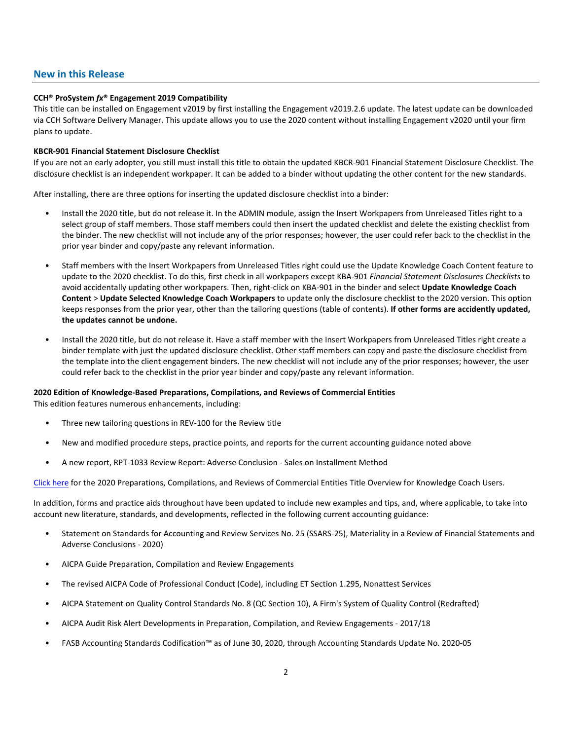## New in this Release

**CCH® ProSystem *fx*® Engagement 2019 Compatibility**
This title can be installed on Engagement v2019 by first installing the Engagement v2019.2.6 update. The latest update can be downloaded via CCH Software Delivery Manager. This update allows you to use the 2020 content without installing Engagement v2020 until your firm plans to update.

**KBCR-901 Financial Statement Disclosure Checklist**
If you are not an early adopter, you still must install this title to obtain the updated KBCR-901 Financial Statement Disclosure Checklist. The disclosure checklist is an independent workpaper. It can be added to a binder without updating the other content for the new standards.

After installing, there are three options for inserting the updated disclosure checklist into a binder:

- Install the 2020 title, but do not release it. In the ADMIN module, assign the Insert Workpapers from Unreleased Titles right to a select group of staff members. Those staff members could then insert the updated checklist and delete the existing checklist from the binder. The new checklist will not include any of the prior responses; however, the user could refer back to the checklist in the prior year binder and copy/paste any relevant information.
- Staff members with the Insert Workpapers from Unreleased Titles right could use the Update Knowledge Coach Content feature to update to the 2020 checklist. To do this, first check in all workpapers except KBA-901 *Financial Statement Disclosures Checklists* to avoid accidentally updating other workpapers. Then, right-click on KBA-901 in the binder and select **Update Knowledge Coach Content** > **Update Selected Knowledge Coach Workpapers** to update only the disclosure checklist to the 2020 version. This option keeps responses from the prior year, other than the tailoring questions (table of contents). **If other forms are accidently updated, the updates cannot be undone.**
- Install the 2020 title, but do not release it. Have a staff member with the Insert Workpapers from Unreleased Titles right create a binder template with just the updated disclosure checklist. Other staff members can copy and paste the disclosure checklist from the template into the client engagement binders. The new checklist will not include any of the prior responses; however, the user could refer back to the checklist in the prior year binder and copy/paste any relevant information.

**2020 Edition of Knowledge-Based Preparations, Compilations, and Reviews of Commercial Entities**
This edition features numerous enhancements, including:

- Three new tailoring questions in REV-100 for the Review title
- New and modified procedure steps, practice points, and reports for the current accounting guidance noted above
- A new report, RPT-1033 Review Report: Adverse Conclusion - Sales on Installment Method

Click here for the 2020 Preparations, Compilations, and Reviews of Commercial Entities Title Overview for Knowledge Coach Users.

In addition, forms and practice aids throughout have been updated to include new examples and tips, and, where applicable, to take into account new literature, standards, and developments, reflected in the following current accounting guidance:

- Statement on Standards for Accounting and Review Services No. 25 (SSARS-25), Materiality in a Review of Financial Statements and Adverse Conclusions - 2020)
- AICPA Guide Preparation, Compilation and Review Engagements
- The revised AICPA Code of Professional Conduct (Code), including ET Section 1.295, Nonattest Services
- AICPA Statement on Quality Control Standards No. 8 (QC Section 10), A Firm's System of Quality Control (Redrafted)
- AICPA Audit Risk Alert Developments in Preparation, Compilation, and Review Engagements - 2017/18
- FASB Accounting Standards Codification™ as of June 30, 2020, through Accounting Standards Update No. 2020-05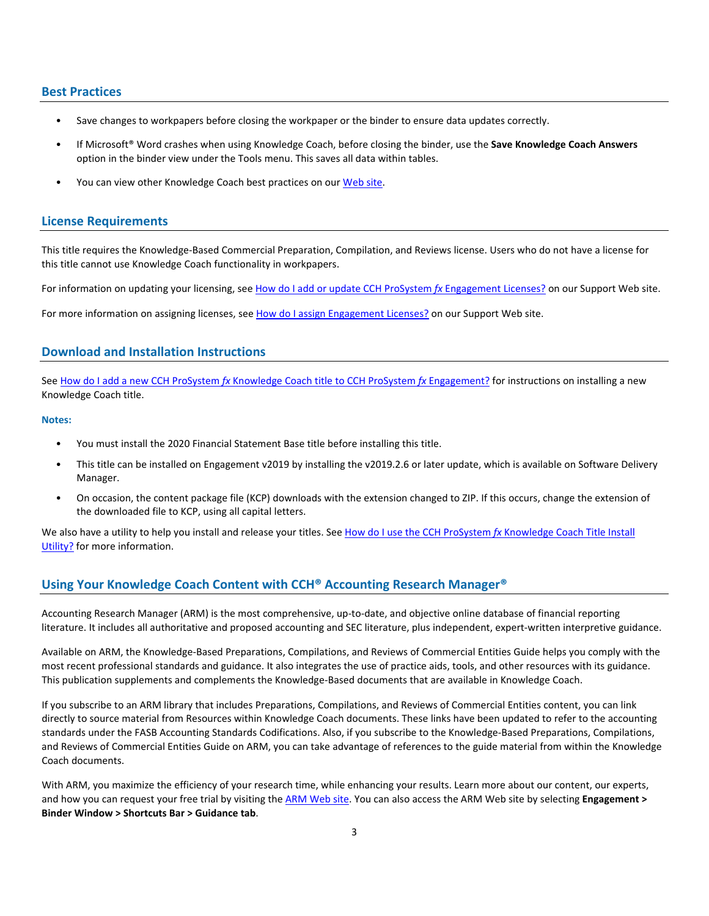## Best Practices

- Save changes to workpapers before closing the workpaper or the binder to ensure data updates correctly.
- If Microsoft® Word crashes when using Knowledge Coach, before closing the binder, use the **Save Knowledge Coach Answers** option in the binder view under the Tools menu. This saves all data within tables.
- You can view other Knowledge Coach best practices on our Web site.

## License Requirements

This title requires the Knowledge-Based Commercial Preparation, Compilation, and Reviews license. Users who do not have a license for this title cannot use Knowledge Coach functionality in workpapers.

For information on updating your licensing, see How do I add or update CCH ProSystem *fx* Engagement Licenses? on our Support Web site.

For more information on assigning licenses, see How do I assign Engagement Licenses? on our Support Web site.

## Download and Installation Instructions

See How do I add a new CCH ProSystem *fx* Knowledge Coach title to CCH ProSystem *fx* Engagement? for instructions on installing a new Knowledge Coach title.

**Notes:**

- You must install the 2020 Financial Statement Base title before installing this title.
- This title can be installed on Engagement v2019 by installing the v2019.2.6 or later update, which is available on Software Delivery Manager.
- On occasion, the content package file (KCP) downloads with the extension changed to ZIP. If this occurs, change the extension of the downloaded file to KCP, using all capital letters.

We also have a utility to help you install and release your titles. See How do I use the CCH ProSystem *fx* Knowledge Coach Title Install Utility? for more information.

## Using Your Knowledge Coach Content with CCH® Accounting Research Manager®

Accounting Research Manager (ARM) is the most comprehensive, up-to-date, and objective online database of financial reporting literature. It includes all authoritative and proposed accounting and SEC literature, plus independent, expert-written interpretive guidance.

Available on ARM, the Knowledge-Based Preparations, Compilations, and Reviews of Commercial Entities Guide helps you comply with the most recent professional standards and guidance. It also integrates the use of practice aids, tools, and other resources with its guidance. This publication supplements and complements the Knowledge-Based documents that are available in Knowledge Coach.

If you subscribe to an ARM library that includes Preparations, Compilations, and Reviews of Commercial Entities content, you can link directly to source material from Resources within Knowledge Coach documents. These links have been updated to refer to the accounting standards under the FASB Accounting Standards Codifications. Also, if you subscribe to the Knowledge-Based Preparations, Compilations, and Reviews of Commercial Entities Guide on ARM, you can take advantage of references to the guide material from within the Knowledge Coach documents.

With ARM, you maximize the efficiency of your research time, while enhancing your results. Learn more about our content, our experts, and how you can request your free trial by visiting the ARM Web site. You can also access the ARM Web site by selecting **Engagement > Binder Window > Shortcuts Bar > Guidance tab**.